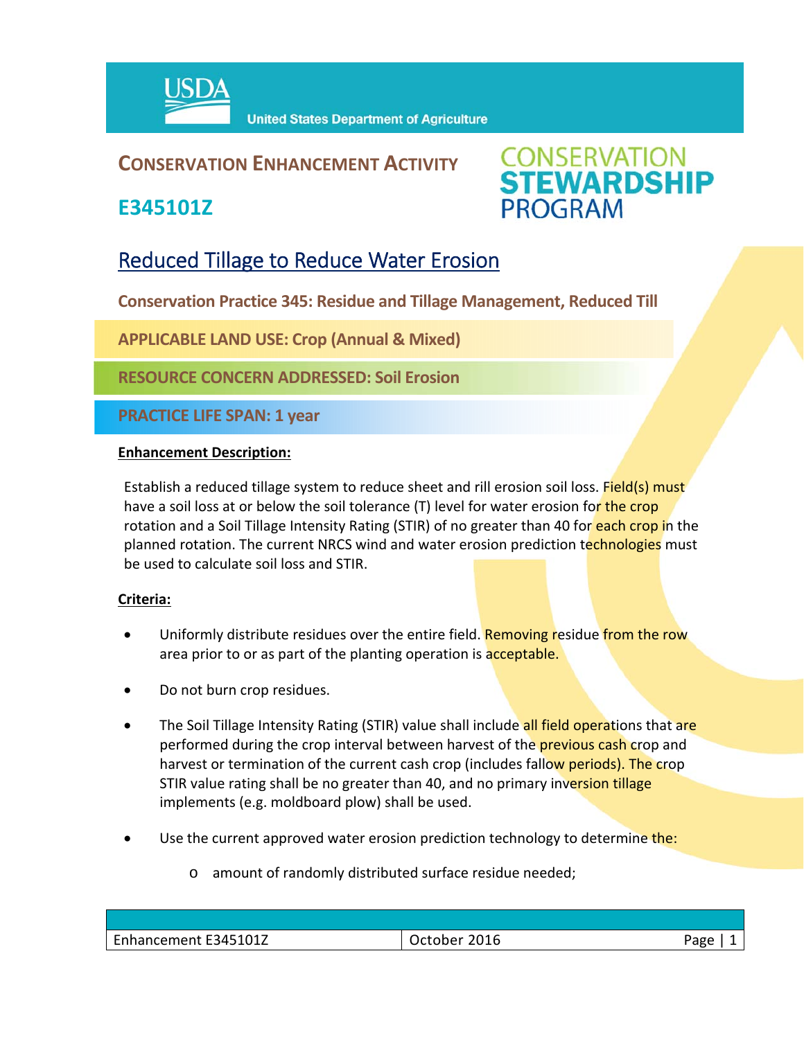USDA United States Department of Agriculture

# CONSERVATION ENHANCEMENT ACTIVITY

## E345101Z

CONSERVATION STEWARDSHIP PROGRAM

## Reduced Tillage to Reduce Water Erosion

**Conservation Practice 345: Residue and Tillage Management, Reduced Till**

**APPLICABLE LAND USE: Crop (Annual & Mixed)**

**RESOURCE CONCERN ADDRESSED: Soil Erosion**

**PRACTICE LIFE SPAN: 1 year**

**Enhancement Description:**

Establish a reduced tillage system to reduce sheet and rill erosion soil loss. Field(s) must have a soil loss at or below the soil tolerance (T) level for water erosion for the crop rotation and a Soil Tillage Intensity Rating (STIR) of no greater than 40 for each crop in the planned rotation. The current NRCS wind and water erosion prediction technologies must be used to calculate soil loss and STIR.

**Criteria:**

- Uniformly distribute residues over the entire field. Removing residue from the row area prior to or as part of the planting operation is acceptable.
- Do not burn crop residues.
- The Soil Tillage Intensity Rating (STIR) value shall include all field operations that are performed during the crop interval between harvest of the previous cash crop and harvest or termination of the current cash crop (includes fallow periods). The crop STIR value rating shall be no greater than 40, and no primary inversion tillage implements (e.g. moldboard plow) shall be used.
- Use the current approved water erosion prediction technology to determine the:
    - amount of randomly distributed surface residue needed;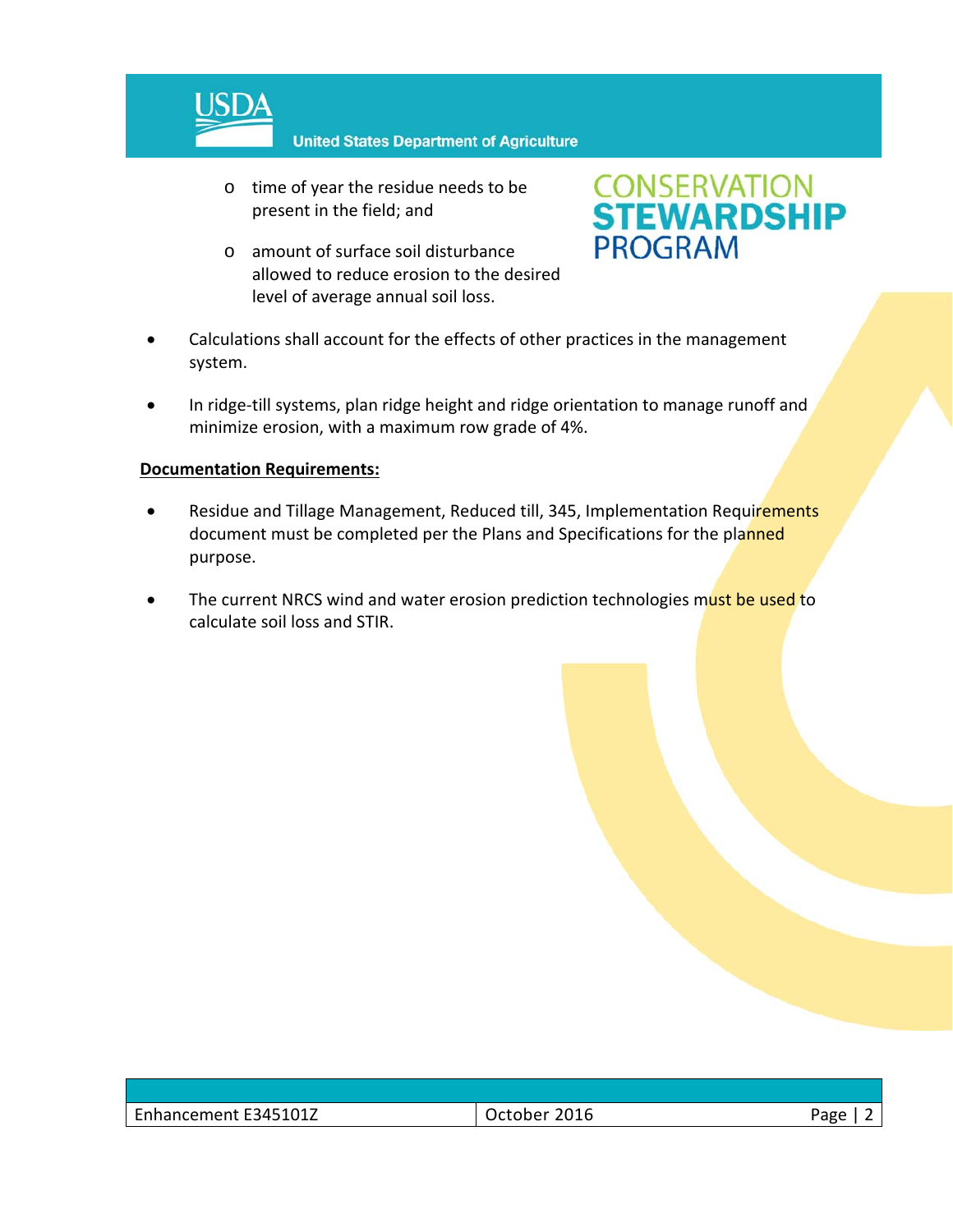- time of year the residue needs to be present in the field; and
- amount of surface soil disturbance allowed to reduce erosion to the desired level of average annual soil loss.

- Calculations shall account for the effects of other practices in the management system.
- In ridge-till systems, plan ridge height and ridge orientation to manage runoff and minimize erosion, with a maximum row grade of 4%.

**Documentation Requirements:**

- Residue and Tillage Management, Reduced till, 345, Implementation Requirements document must be completed per the Plans and Specifications for the planned purpose.
- The current NRCS wind and water erosion prediction technologies must be used to calculate soil loss and STIR.